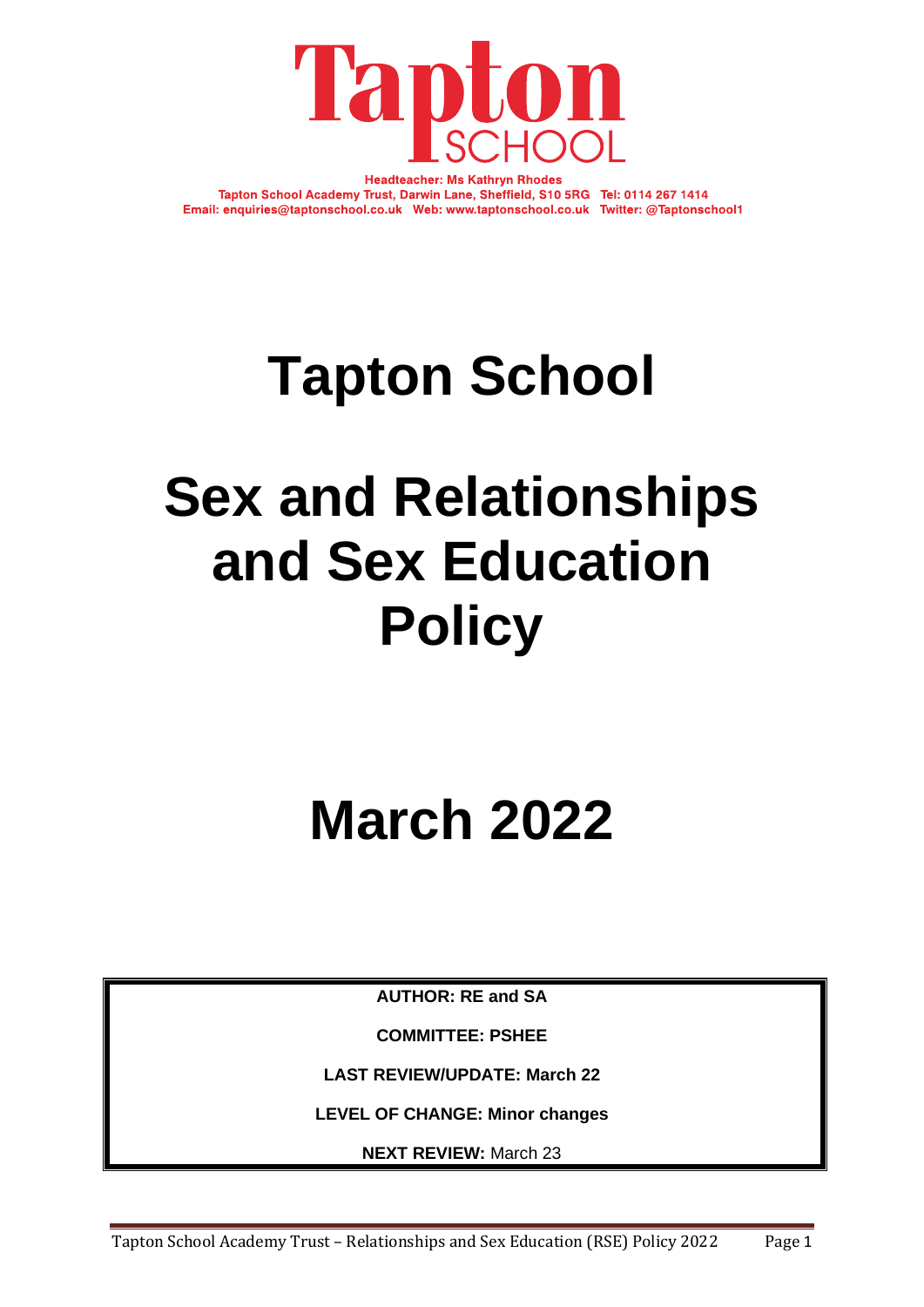**Headteacher: Ms Kathryn Rhodes**
**Tapton School Academy Trust, Darwin Lane, Sheffield, S10 5RG Tel: 0114 267 1414**
**Email: enquiries@taptonschool.co.uk Web: www.taptonschool.co.uk Twitter: @Taptonschool1**

# Tapton School

# Sex and Relationships and Sex Education Policy

# March 2022

**AUTHOR: RE and SA**

**COMMITTEE: PSHEE**

**LAST REVIEW/UPDATE: March 22**

**LEVEL OF CHANGE: Minor changes**

**NEXT REVIEW:** March 23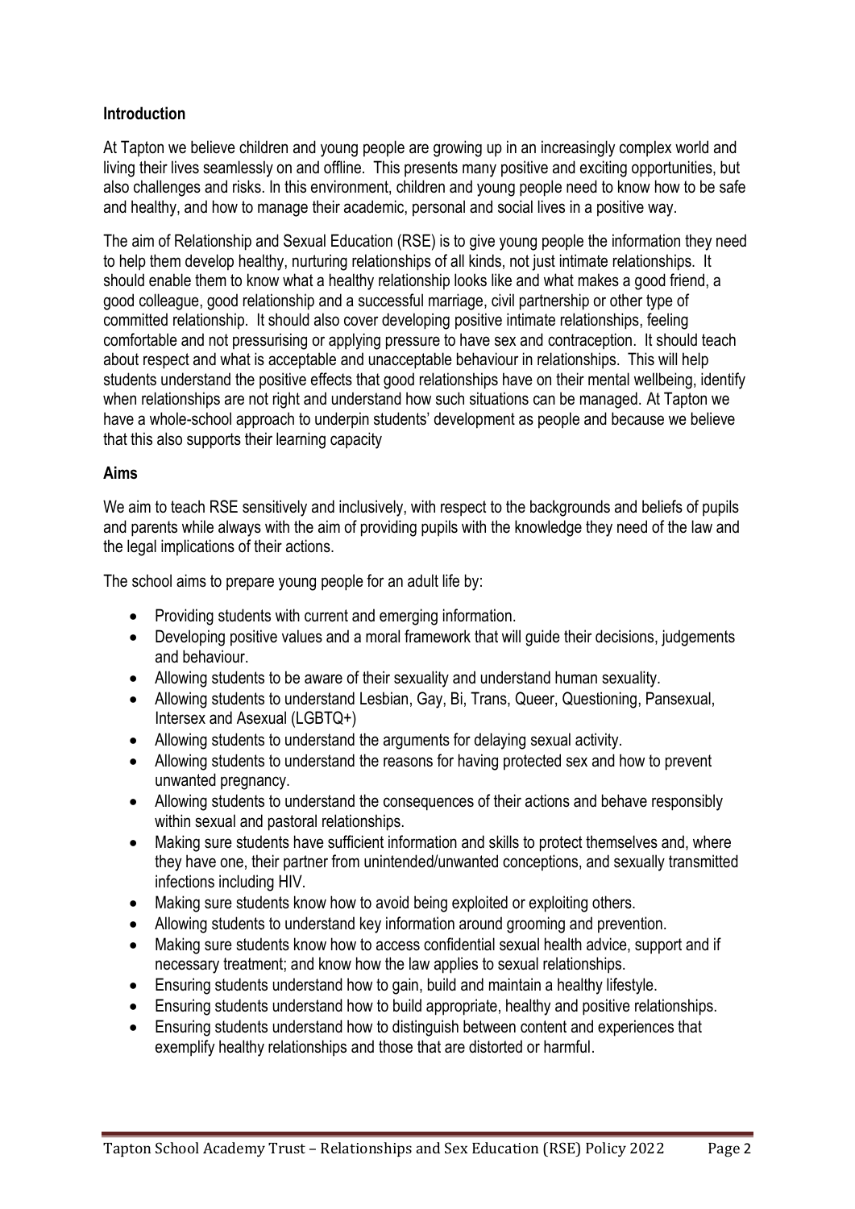**Introduction**

At Tapton we believe children and young people are growing up in an increasingly complex world and living their lives seamlessly on and offline. This presents many positive and exciting opportunities, but also challenges and risks. In this environment, children and young people need to know how to be safe and healthy, and how to manage their academic, personal and social lives in a positive way.

The aim of Relationship and Sexual Education (RSE) is to give young people the information they need to help them develop healthy, nurturing relationships of all kinds, not just intimate relationships. It should enable them to know what a healthy relationship looks like and what makes a good friend, a good colleague, good relationship and a successful marriage, civil partnership or other type of committed relationship. It should also cover developing positive intimate relationships, feeling comfortable and not pressurising or applying pressure to have sex and contraception. It should teach about respect and what is acceptable and unacceptable behaviour in relationships. This will help students understand the positive effects that good relationships have on their mental wellbeing, identify when relationships are not right and understand how such situations can be managed. At Tapton we have a whole-school approach to underpin students' development as people and because we believe that this also supports their learning capacity

**Aims**

We aim to teach RSE sensitively and inclusively, with respect to the backgrounds and beliefs of pupils and parents while always with the aim of providing pupils with the knowledge they need of the law and the legal implications of their actions.

The school aims to prepare young people for an adult life by:

- Providing students with current and emerging information.
- Developing positive values and a moral framework that will guide their decisions, judgements and behaviour.
- Allowing students to be aware of their sexuality and understand human sexuality.
- Allowing students to understand Lesbian, Gay, Bi, Trans, Queer, Questioning, Pansexual, Intersex and Asexual (LGBTQ+)
- Allowing students to understand the arguments for delaying sexual activity.
- Allowing students to understand the reasons for having protected sex and how to prevent unwanted pregnancy.
- Allowing students to understand the consequences of their actions and behave responsibly within sexual and pastoral relationships.
- Making sure students have sufficient information and skills to protect themselves and, where they have one, their partner from unintended/unwanted conceptions, and sexually transmitted infections including HIV.
- Making sure students know how to avoid being exploited or exploiting others.
- Allowing students to understand key information around grooming and prevention.
- Making sure students know how to access confidential sexual health advice, support and if necessary treatment; and know how the law applies to sexual relationships.
- Ensuring students understand how to gain, build and maintain a healthy lifestyle.
- Ensuring students understand how to build appropriate, healthy and positive relationships.
- Ensuring students understand how to distinguish between content and experiences that exemplify healthy relationships and those that are distorted or harmful.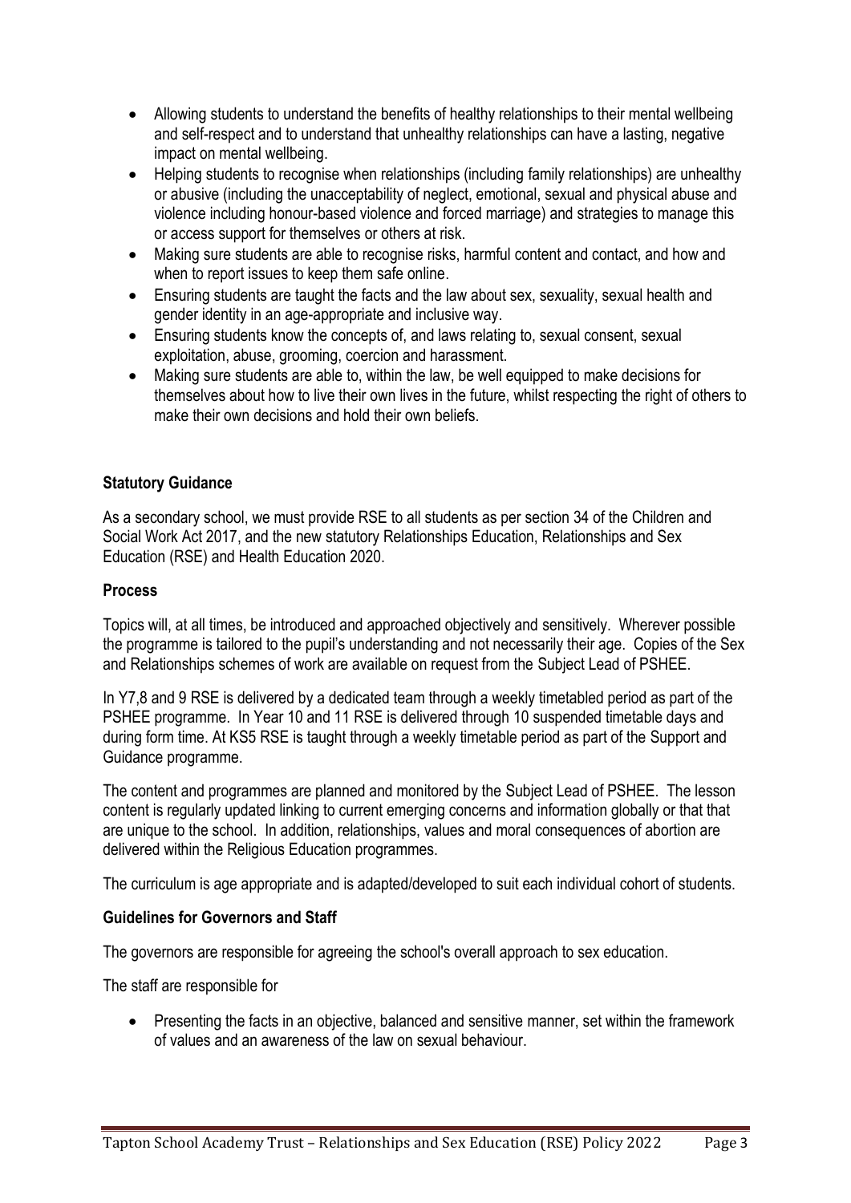- Allowing students to understand the benefits of healthy relationships to their mental wellbeing and self-respect and to understand that unhealthy relationships can have a lasting, negative impact on mental wellbeing.
- Helping students to recognise when relationships (including family relationships) are unhealthy or abusive (including the unacceptability of neglect, emotional, sexual and physical abuse and violence including honour-based violence and forced marriage) and strategies to manage this or access support for themselves or others at risk.
- Making sure students are able to recognise risks, harmful content and contact, and how and when to report issues to keep them safe online.
- Ensuring students are taught the facts and the law about sex, sexuality, sexual health and gender identity in an age-appropriate and inclusive way.
- Ensuring students know the concepts of, and laws relating to, sexual consent, sexual exploitation, abuse, grooming, coercion and harassment.
- Making sure students are able to, within the law, be well equipped to make decisions for themselves about how to live their own lives in the future, whilst respecting the right of others to make their own decisions and hold their own beliefs.

**Statutory Guidance**

As a secondary school, we must provide RSE to all students as per section 34 of the Children and Social Work Act 2017, and the new statutory Relationships Education, Relationships and Sex Education (RSE) and Health Education 2020.

**Process**

Topics will, at all times, be introduced and approached objectively and sensitively. Wherever possible the programme is tailored to the pupil's understanding and not necessarily their age. Copies of the Sex and Relationships schemes of work are available on request from the Subject Lead of PSHEE.

In Y7,8 and 9 RSE is delivered by a dedicated team through a weekly timetabled period as part of the PSHEE programme. In Year 10 and 11 RSE is delivered through 10 suspended timetable days and during form time. At KS5 RSE is taught through a weekly timetable period as part of the Support and Guidance programme.

The content and programmes are planned and monitored by the Subject Lead of PSHEE. The lesson content is regularly updated linking to current emerging concerns and information globally or that that are unique to the school. In addition, relationships, values and moral consequences of abortion are delivered within the Religious Education programmes.

The curriculum is age appropriate and is adapted/developed to suit each individual cohort of students.

**Guidelines for Governors and Staff**

The governors are responsible for agreeing the school's overall approach to sex education.

The staff are responsible for

- Presenting the facts in an objective, balanced and sensitive manner, set within the framework of values and an awareness of the law on sexual behaviour.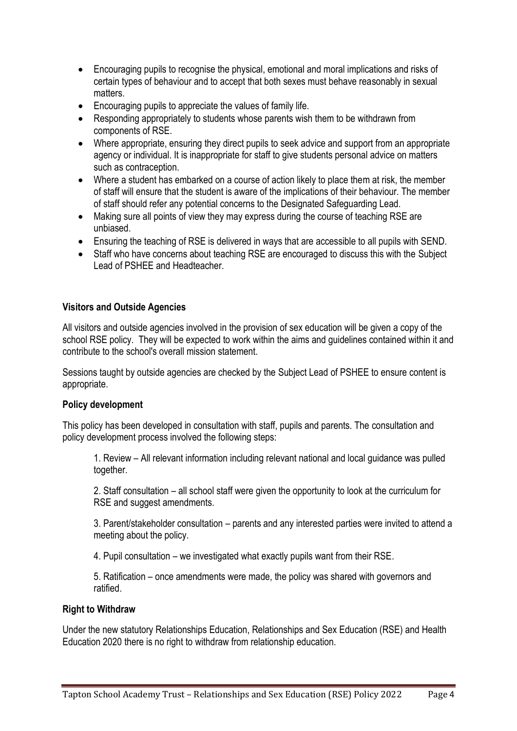- Encouraging pupils to recognise the physical, emotional and moral implications and risks of certain types of behaviour and to accept that both sexes must behave reasonably in sexual matters.
- Encouraging pupils to appreciate the values of family life.
- Responding appropriately to students whose parents wish them to be withdrawn from components of RSE.
- Where appropriate, ensuring they direct pupils to seek advice and support from an appropriate agency or individual. It is inappropriate for staff to give students personal advice on matters such as contraception.
- Where a student has embarked on a course of action likely to place them at risk, the member of staff will ensure that the student is aware of the implications of their behaviour. The member of staff should refer any potential concerns to the Designated Safeguarding Lead.
- Making sure all points of view they may express during the course of teaching RSE are unbiased.
- Ensuring the teaching of RSE is delivered in ways that are accessible to all pupils with SEND.
- Staff who have concerns about teaching RSE are encouraged to discuss this with the Subject Lead of PSHEE and Headteacher.

**Visitors and Outside Agencies**

All visitors and outside agencies involved in the provision of sex education will be given a copy of the school RSE policy. They will be expected to work within the aims and guidelines contained within it and contribute to the school's overall mission statement.

Sessions taught by outside agencies are checked by the Subject Lead of PSHEE to ensure content is appropriate.

**Policy development**

This policy has been developed in consultation with staff, pupils and parents. The consultation and policy development process involved the following steps:

1. Review – All relevant information including relevant national and local guidance was pulled together.

2. Staff consultation – all school staff were given the opportunity to look at the curriculum for RSE and suggest amendments.

3. Parent/stakeholder consultation – parents and any interested parties were invited to attend a meeting about the policy.

4. Pupil consultation – we investigated what exactly pupils want from their RSE.

5. Ratification – once amendments were made, the policy was shared with governors and ratified.

**Right to Withdraw**

Under the new statutory Relationships Education, Relationships and Sex Education (RSE) and Health Education 2020 there is no right to withdraw from relationship education.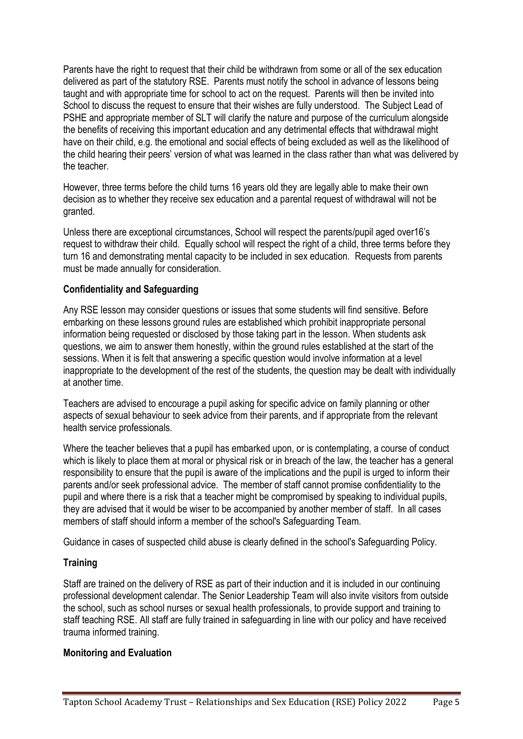Parents have the right to request that their child be withdrawn from some or all of the sex education delivered as part of the statutory RSE. Parents must notify the school in advance of lessons being taught and with appropriate time for school to act on the request. Parents will then be invited into School to discuss the request to ensure that their wishes are fully understood. The Subject Lead of PSHE and appropriate member of SLT will clarify the nature and purpose of the curriculum alongside the benefits of receiving this important education and any detrimental effects that withdrawal might have on their child, e.g. the emotional and social effects of being excluded as well as the likelihood of the child hearing their peers' version of what was learned in the class rather than what was delivered by the teacher.

However, three terms before the child turns 16 years old they are legally able to make their own decision as to whether they receive sex education and a parental request of withdrawal will not be granted.

Unless there are exceptional circumstances, School will respect the parents/pupil aged over16's request to withdraw their child. Equally school will respect the right of a child, three terms before they turn 16 and demonstrating mental capacity to be included in sex education. Requests from parents must be made annually for consideration.

**Confidentiality and Safeguarding**

Any RSE lesson may consider questions or issues that some students will find sensitive. Before embarking on these lessons ground rules are established which prohibit inappropriate personal information being requested or disclosed by those taking part in the lesson. When students ask questions, we aim to answer them honestly, within the ground rules established at the start of the sessions. When it is felt that answering a specific question would involve information at a level inappropriate to the development of the rest of the students, the question may be dealt with individually at another time.

Teachers are advised to encourage a pupil asking for specific advice on family planning or other aspects of sexual behaviour to seek advice from their parents, and if appropriate from the relevant health service professionals.

Where the teacher believes that a pupil has embarked upon, or is contemplating, a course of conduct which is likely to place them at moral or physical risk or in breach of the law, the teacher has a general responsibility to ensure that the pupil is aware of the implications and the pupil is urged to inform their parents and/or seek professional advice. The member of staff cannot promise confidentiality to the pupil and where there is a risk that a teacher might be compromised by speaking to individual pupils, they are advised that it would be wiser to be accompanied by another member of staff. In all cases members of staff should inform a member of the school's Safeguarding Team.

Guidance in cases of suspected child abuse is clearly defined in the school's Safeguarding Policy.

**Training**

Staff are trained on the delivery of RSE as part of their induction and it is included in our continuing professional development calendar. The Senior Leadership Team will also invite visitors from outside the school, such as school nurses or sexual health professionals, to provide support and training to staff teaching RSE. All staff are fully trained in safeguarding in line with our policy and have received trauma informed training.

**Monitoring and Evaluation**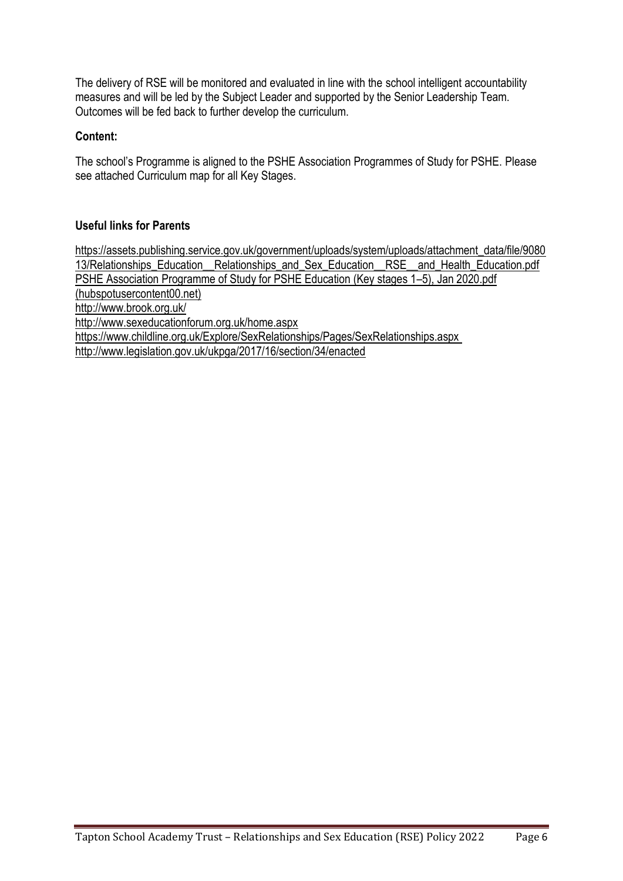The delivery of RSE will be monitored and evaluated in line with the school intelligent accountability measures and will be led by the Subject Leader and supported by the Senior Leadership Team. Outcomes will be fed back to further develop the curriculum.

**Content:**

The school's Programme is aligned to the PSHE Association Programmes of Study for PSHE. Please see attached Curriculum map for all Key Stages.

**Useful links for Parents**

https://assets.publishing.service.gov.uk/government/uploads/system/uploads/attachment_data/file/908013/Relationships_Education__Relationships_and_Sex_Education__RSE__and_Health_Education.pdf
PSHE Association Programme of Study for PSHE Education (Key stages 1–5), Jan 2020.pdf (hubspotusercontent00.net)
http://www.brook.org.uk/
http://www.sexeducationforum.org.uk/home.aspx
https://www.childline.org.uk/Explore/SexRelationships/Pages/SexRelationships.aspx
http://www.legislation.gov.uk/ukpga/2017/16/section/34/enacted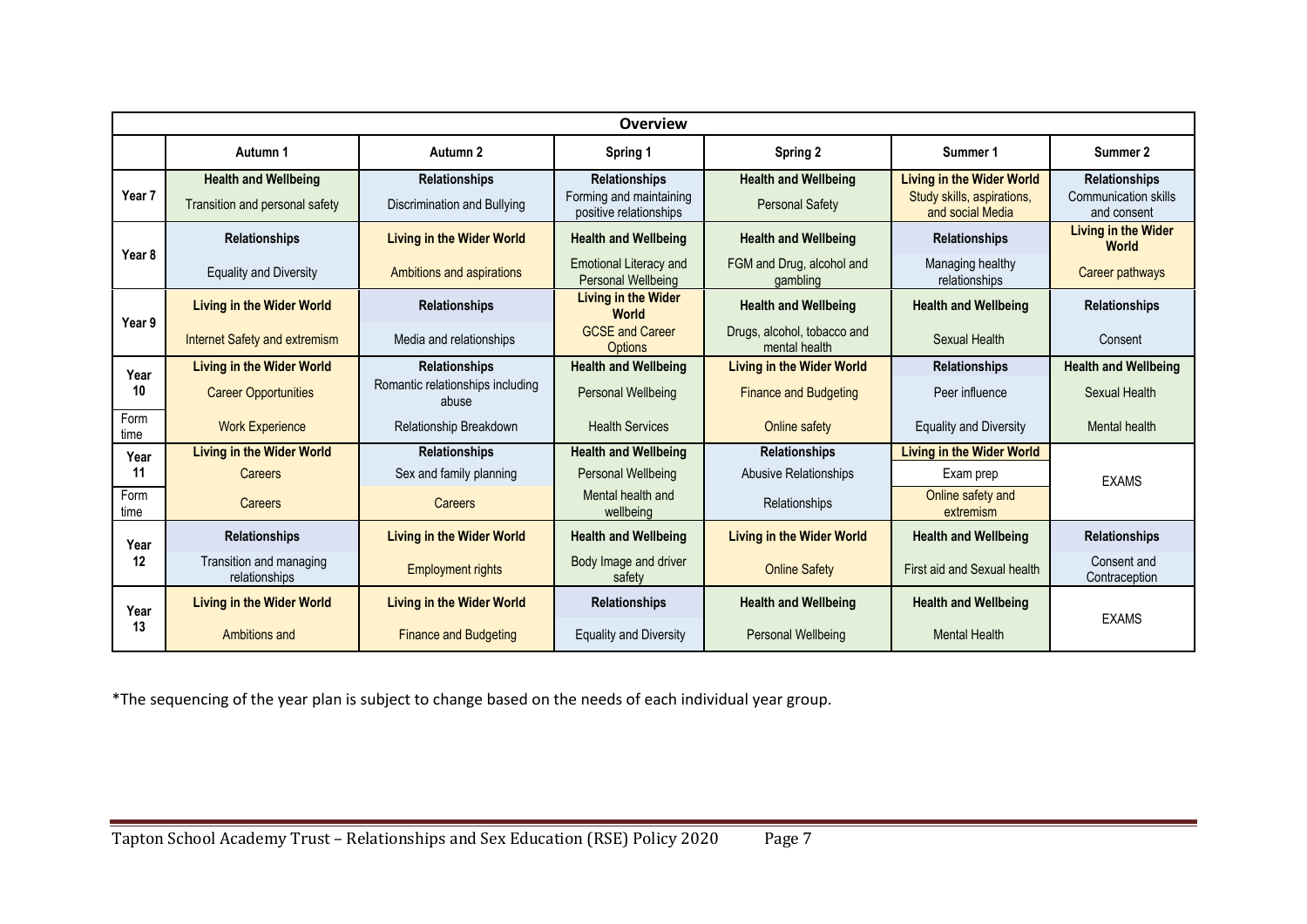| Overview | | | | | | |
|---|---|---|---|---|---|---|
| | **Autumn 1** | **Autumn 2** | **Spring 1** | **Spring 2** | **Summer 1** | **Summer 2** |
| **Year 7** | **Health and Wellbeing** Transition and personal safety | **Relationships** Discrimination and Bullying | **Relationships** Forming and maintaining positive relationships | **Health and Wellbeing** Personal Safety | **Living in the Wider World** Study skills, aspirations, and social Media | **Relationships** Communication skills and consent |
| **Year 8** | **Relationships** Equality and Diversity | **Living in the Wider World** Ambitions and aspirations | **Health and Wellbeing** Emotional Literacy and Personal Wellbeing | **Health and Wellbeing** FGM and Drug, alcohol and gambling | **Relationships** Managing healthy relationships | **Living in the Wider World** Career pathways |
| **Year 9** | **Living in the Wider World** Internet Safety and extremism | **Relationships** Media and relationships | **Living in the Wider World** GCSE and Career Options | **Health and Wellbeing** Drugs, alcohol, tobacco and mental health | **Health and Wellbeing** Sexual Health | **Relationships** Consent |
| **Year 10** | **Living in the Wider World** Career Opportunities | **Relationships** Romantic relationships including abuse | **Health and Wellbeing** Personal Wellbeing | **Living in the Wider World** Finance and Budgeting | **Relationships** Peer influence | **Health and Wellbeing** Sexual Health |
| Form time | Work Experience | Relationship Breakdown | Health Services | Online safety | Equality and Diversity | Mental health |
| **Year 11** | **Living in the Wider World** Careers | **Relationships** Sex and family planning | **Health and Wellbeing** Personal Wellbeing | **Relationships** Abusive Relationships | **Living in the Wider World** Exam prep | EXAMS |
| Form time | Careers | Careers | Mental health and wellbeing | Relationships | Online safety and extremism | |
| **Year 12** | **Relationships** Transition and managing relationships | **Living in the Wider World** Employment rights | **Health and Wellbeing** Body Image and driver safety | **Living in the Wider World** Online Safety | **Health and Wellbeing** First aid and Sexual health | **Relationships** Consent and Contraception |
| **Year 13** | **Living in the Wider World** Ambitions and | **Living in the Wider World** Finance and Budgeting | **Relationships** Equality and Diversity | **Health and Wellbeing** Personal Wellbeing | **Health and Wellbeing** Mental Health | EXAMS |

*The sequencing of the year plan is subject to change based on the needs of each individual year group.